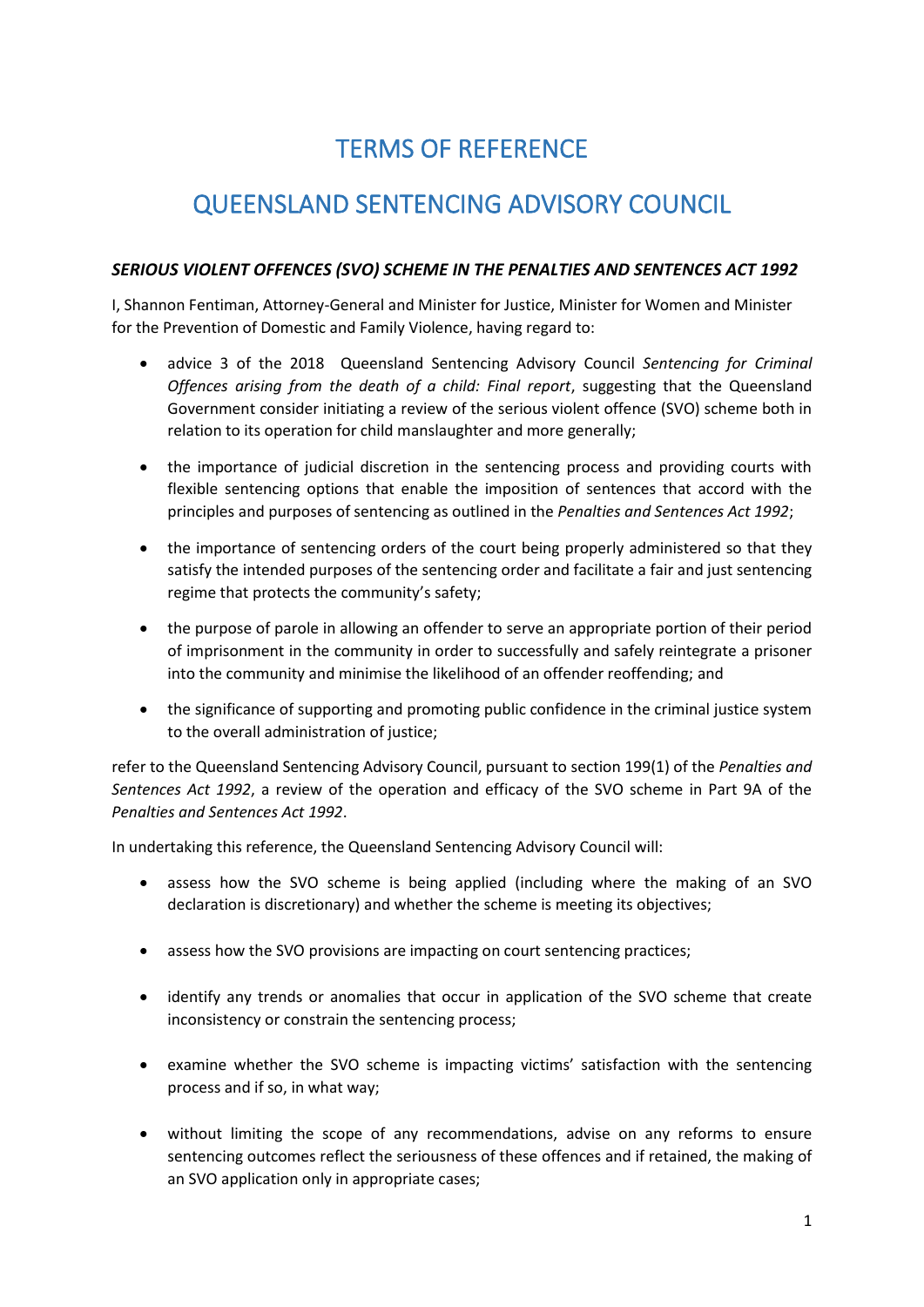# TERMS OF REFERENCE

# QUEENSLAND SENTENCING ADVISORY COUNCIL

***SERIOUS VIOLENT OFFENCES (SVO) SCHEME IN THE PENALTIES AND SENTENCES ACT 1992***

I, Shannon Fentiman, Attorney-General and Minister for Justice, Minister for Women and Minister for the Prevention of Domestic and Family Violence, having regard to:

- advice 3 of the 2018 Queensland Sentencing Advisory Council *Sentencing for Criminal Offences arising from the death of a child: Final report*, suggesting that the Queensland Government consider initiating a review of the serious violent offence (SVO) scheme both in relation to its operation for child manslaughter and more generally;
- the importance of judicial discretion in the sentencing process and providing courts with flexible sentencing options that enable the imposition of sentences that accord with the principles and purposes of sentencing as outlined in the *Penalties and Sentences Act 1992*;
- the importance of sentencing orders of the court being properly administered so that they satisfy the intended purposes of the sentencing order and facilitate a fair and just sentencing regime that protects the community's safety;
- the purpose of parole in allowing an offender to serve an appropriate portion of their period of imprisonment in the community in order to successfully and safely reintegrate a prisoner into the community and minimise the likelihood of an offender reoffending; and
- the significance of supporting and promoting public confidence in the criminal justice system to the overall administration of justice;

refer to the Queensland Sentencing Advisory Council, pursuant to section 199(1) of the *Penalties and Sentences Act 1992*, a review of the operation and efficacy of the SVO scheme in Part 9A of the *Penalties and Sentences Act 1992*.

In undertaking this reference, the Queensland Sentencing Advisory Council will:

- assess how the SVO scheme is being applied (including where the making of an SVO declaration is discretionary) and whether the scheme is meeting its objectives;
- assess how the SVO provisions are impacting on court sentencing practices;
- identify any trends or anomalies that occur in application of the SVO scheme that create inconsistency or constrain the sentencing process;
- examine whether the SVO scheme is impacting victims' satisfaction with the sentencing process and if so, in what way;
- without limiting the scope of any recommendations, advise on any reforms to ensure sentencing outcomes reflect the seriousness of these offences and if retained, the making of an SVO application only in appropriate cases;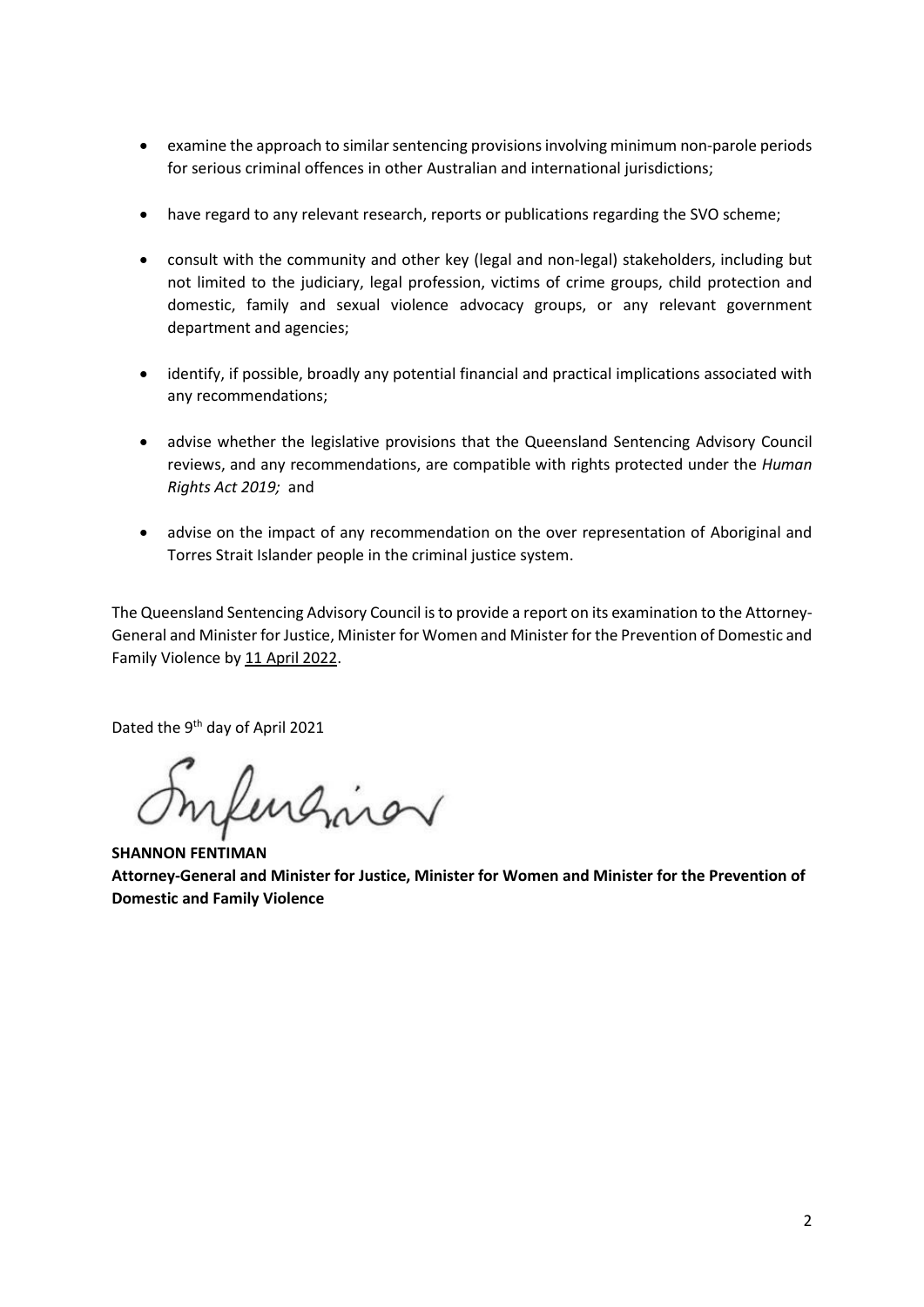- examine the approach to similar sentencing provisions involving minimum non-parole periods for serious criminal offences in other Australian and international jurisdictions;
- have regard to any relevant research, reports or publications regarding the SVO scheme;
- consult with the community and other key (legal and non-legal) stakeholders, including but not limited to the judiciary, legal profession, victims of crime groups, child protection and domestic, family and sexual violence advocacy groups, or any relevant government department and agencies;
- identify, if possible, broadly any potential financial and practical implications associated with any recommendations;
- advise whether the legislative provisions that the Queensland Sentencing Advisory Council reviews, and any recommendations, are compatible with rights protected under the *Human Rights Act 2019;* and
- advise on the impact of any recommendation on the over representation of Aboriginal and Torres Strait Islander people in the criminal justice system.

The Queensland Sentencing Advisory Council is to provide a report on its examination to the Attorney-General and Minister for Justice, Minister for Women and Minister for the Prevention of Domestic and Family Violence by 11 April 2022.

Dated the 9th day of April 2021

**SHANNON FENTIMAN**
**Attorney-General and Minister for Justice, Minister for Women and Minister for the Prevention of Domestic and Family Violence**